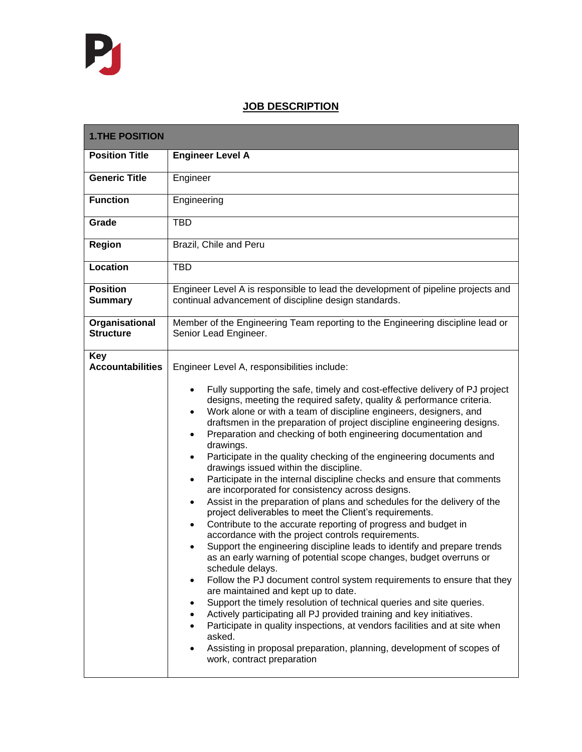# JOB DESCRIPTION

| 1.THE POSITION | |
|---|---|
| **Position Title** | **Engineer Level A** |
| **Generic Title** | Engineer |
| **Function** | Engineering |
| **Grade** | TBD |
| **Region** | Brazil, Chile and Peru |
| **Location** | TBD |
| **Position Summary** | Engineer Level A is responsible to lead the development of pipeline projects and continual advancement of discipline design standards. |
| **Organisational Structure** | Member of the Engineering Team reporting to the Engineering discipline lead or Senior Lead Engineer. |
| **Key Accountabilities** | Engineer Level A, responsibilities include:<br>• Fully supporting the safe, timely and cost-effective delivery of PJ project designs, meeting the required safety, quality & performance criteria.<br>• Work alone or with a team of discipline engineers, designers, and draftsmen in the preparation of project discipline engineering designs.<br>• Preparation and checking of both engineering documentation and drawings.<br>• Participate in the quality checking of the engineering documents and drawings issued within the discipline.<br>• Participate in the internal discipline checks and ensure that comments are incorporated for consistency across designs.<br>• Assist in the preparation of plans and schedules for the delivery of the project deliverables to meet the Client's requirements.<br>• Contribute to the accurate reporting of progress and budget in accordance with the project controls requirements.<br>• Support the engineering discipline leads to identify and prepare trends as an early warning of potential scope changes, budget overruns or schedule delays.<br>• Follow the PJ document control system requirements to ensure that they are maintained and kept up to date.<br>• Support the timely resolution of technical queries and site queries.<br>• Actively participating all PJ provided training and key initiatives.<br>• Participate in quality inspections, at vendors facilities and at site when asked.<br>• Assisting in proposal preparation, planning, development of scopes of work, contract preparation |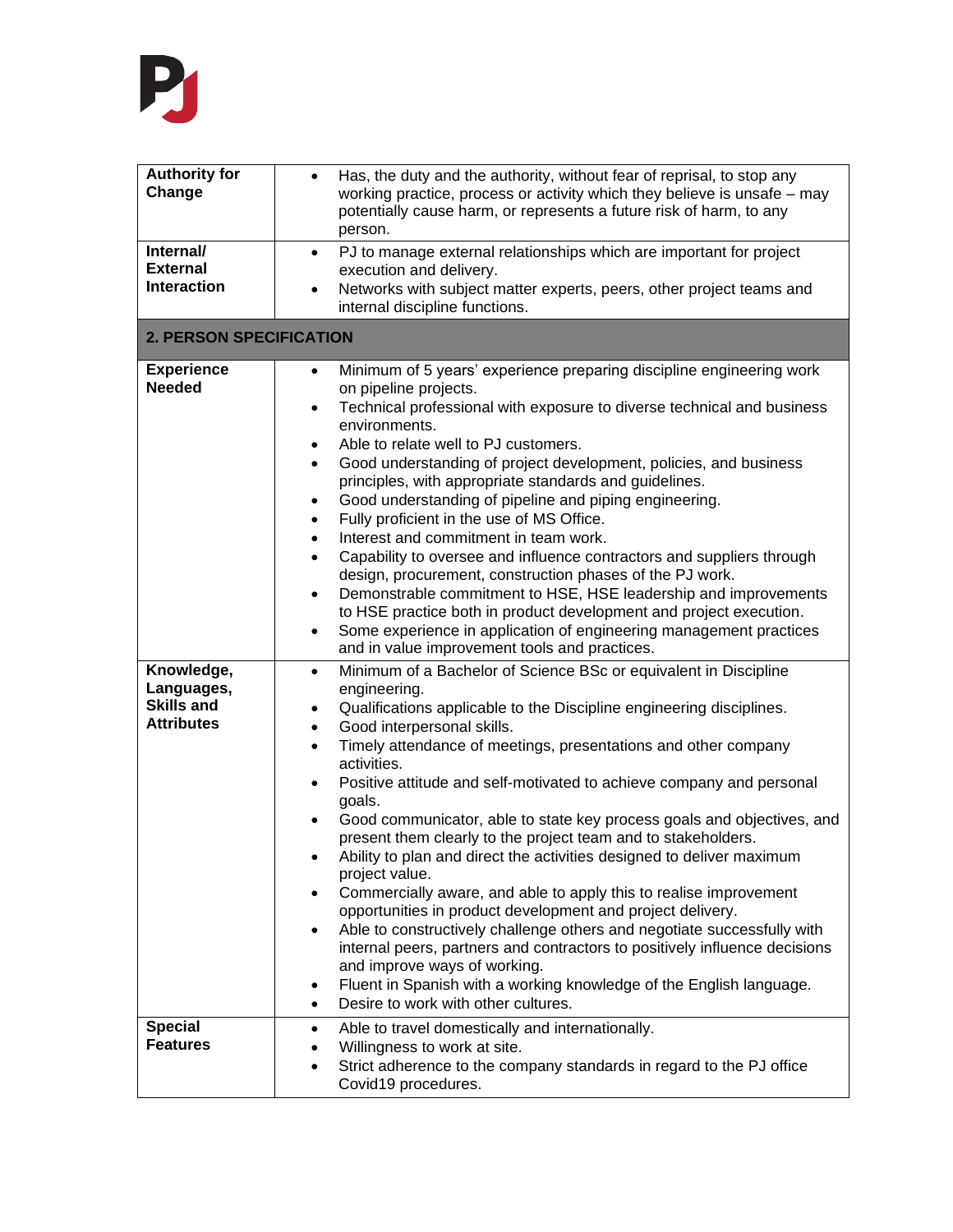| | |
|---|---|
| **Authority for Change** | • Has, the duty and the authority, without fear of reprisal, to stop any working practice, process or activity which they believe is unsafe – may potentially cause harm, or represents a future risk of harm, to any person. |
| **Internal/ External Interaction** | • PJ to manage external relationships which are important for project execution and delivery.<br>• Networks with subject matter experts, peers, other project teams and internal discipline functions. |
| **2. PERSON SPECIFICATION** | |
| **Experience Needed** | • Minimum of 5 years' experience preparing discipline engineering work on pipeline projects.<br>• Technical professional with exposure to diverse technical and business environments.<br>• Able to relate well to PJ customers.<br>• Good understanding of project development, policies, and business principles, with appropriate standards and guidelines.<br>• Good understanding of pipeline and piping engineering.<br>• Fully proficient in the use of MS Office.<br>• Interest and commitment in team work.<br>• Capability to oversee and influence contractors and suppliers through design, procurement, construction phases of the PJ work.<br>• Demonstrable commitment to HSE, HSE leadership and improvements to HSE practice both in product development and project execution.<br>• Some experience in application of engineering management practices and in value improvement tools and practices. |
| **Knowledge, Languages, Skills and Attributes** | • Minimum of a Bachelor of Science BSc or equivalent in Discipline engineering.<br>• Qualifications applicable to the Discipline engineering disciplines.<br>• Good interpersonal skills.<br>• Timely attendance of meetings, presentations and other company activities.<br>• Positive attitude and self-motivated to achieve company and personal goals.<br>• Good communicator, able to state key process goals and objectives, and present them clearly to the project team and to stakeholders.<br>• Ability to plan and direct the activities designed to deliver maximum project value.<br>• Commercially aware, and able to apply this to realise improvement opportunities in product development and project delivery.<br>• Able to constructively challenge others and negotiate successfully with internal peers, partners and contractors to positively influence decisions and improve ways of working.<br>• Fluent in Spanish with a working knowledge of the English language.<br>• Desire to work with other cultures. |
| **Special Features** | • Able to travel domestically and internationally.<br>• Willingness to work at site.<br>• Strict adherence to the company standards in regard to the PJ office Covid19 procedures. |